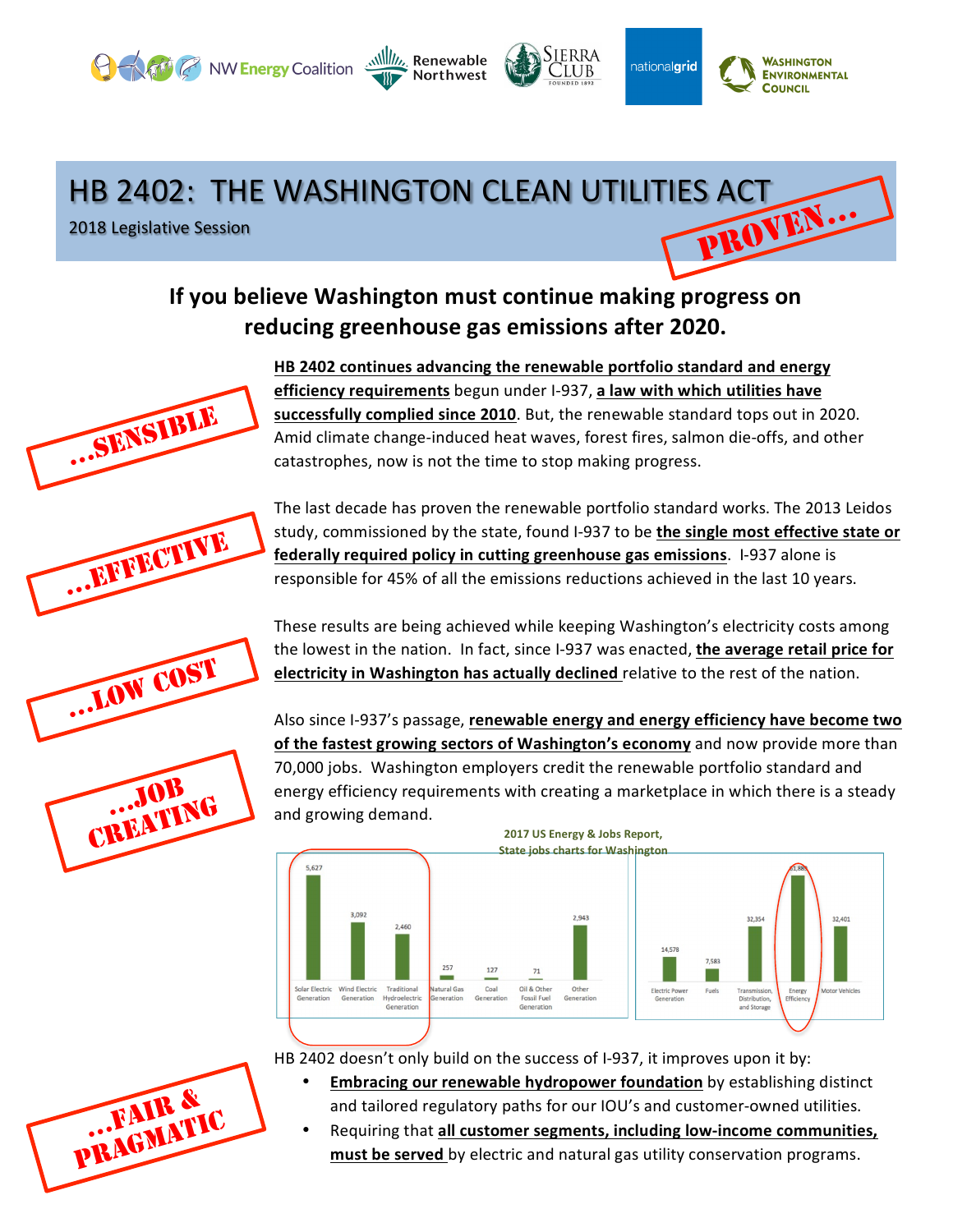NW Energy Coalition | Renewable Northwest | Sierra Club | nationalgrid | Washington Environmental Council

# HB 2402: THE WASHINGTON CLEAN UTILITIES ACT

2018 Legislative Session

PROVEN…

## If you believe Washington must continue making progress on reducing greenhouse gas emissions after 2020.

…SENSIBLE

**HB 2402 continues advancing the renewable portfolio standard and energy efficiency requirements** begun under I-937, **a law with which utilities have successfully complied since 2010**. But, the renewable standard tops out in 2020. Amid climate change-induced heat waves, forest fires, salmon die-offs, and other catastrophes, now is not the time to stop making progress.

…EFFECTIVE

The last decade has proven the renewable portfolio standard works. The 2013 Leidos study, commissioned by the state, found I-937 to be **the single most effective state or federally required policy in cutting greenhouse gas emissions**. I-937 alone is responsible for 45% of all the emissions reductions achieved in the last 10 years.

…LOW COST

These results are being achieved while keeping Washington's electricity costs among the lowest in the nation. In fact, since I-937 was enacted, **the average retail price for electricity in Washington has actually declined** relative to the rest of the nation.

…JOB CREATING

Also since I-937's passage, **renewable energy and energy efficiency have become two of the fastest growing sectors of Washington's economy** and now provide more than 70,000 jobs. Washington employers credit the renewable portfolio standard and energy efficiency requirements with creating a marketplace in which there is a steady and growing demand.

**2017 US Energy & Jobs Report, State jobs charts for Washington**

| Solar Electric Generation | Wind Electric Generation | Traditional Hydroelectric Generation | Natural Gas Generation | Coal Generation | Oil & Other Fossil Fuel Generation | Other Generation |
|---|---|---|---|---|---|---|
| 5,627 | 3,092 | 2,460 | 257 | 127 | 71 | 2,943 |

| Electric Power Generation | Fuels | Transmission, Distribution, and Storage | Energy Efficiency | Motor Vehicles |
|---|---|---|---|---|
| 14,578 | 7,583 | 32,354 | 61,88? | 32,401 |

…FAIR & PRAGMATIC

HB 2402 doesn't only build on the success of I-937, it improves upon it by:

- **Embracing our renewable hydropower foundation** by establishing distinct and tailored regulatory paths for our IOU's and customer-owned utilities.
- Requiring that **all customer segments, including low-income communities, must be served** by electric and natural gas utility conservation programs.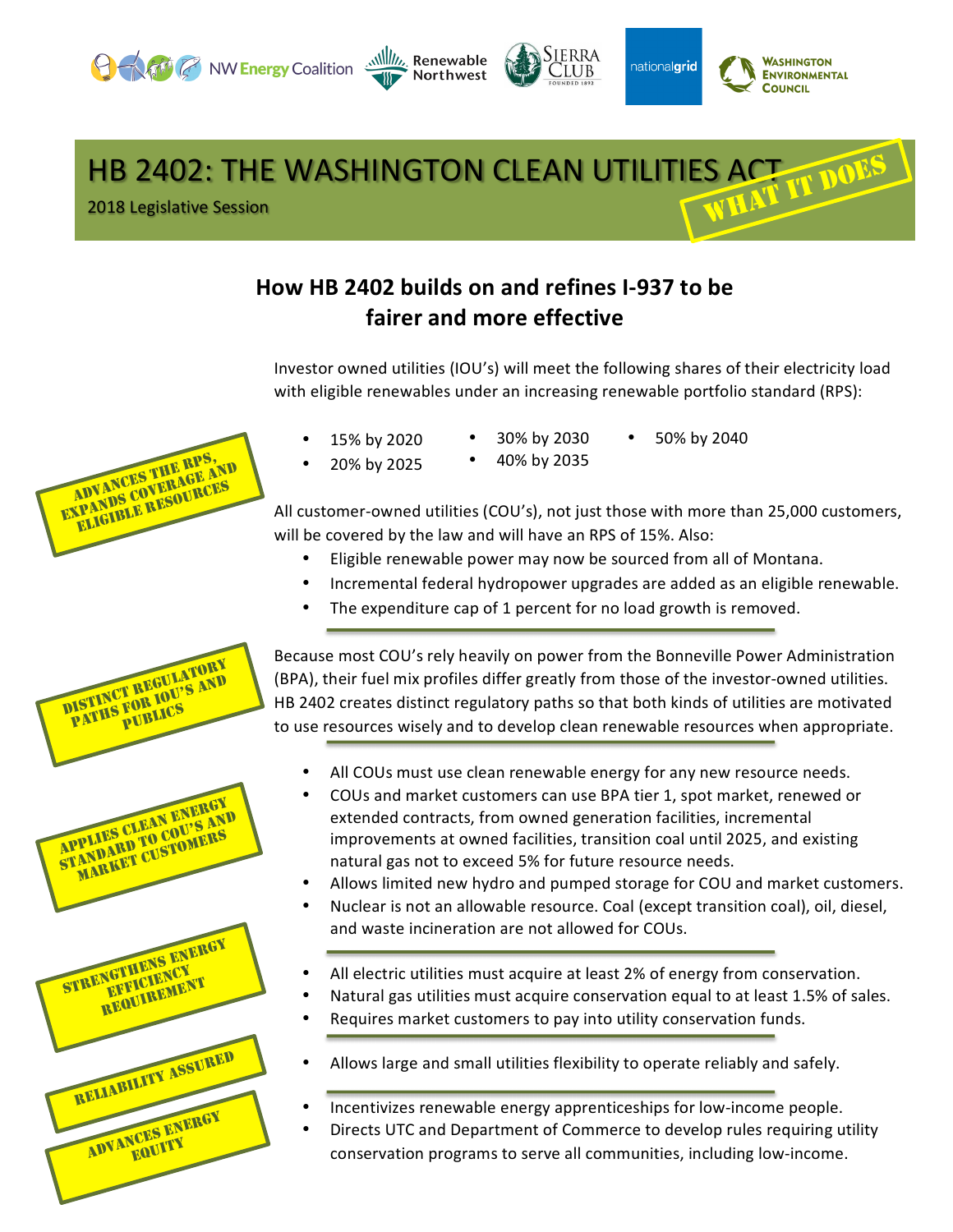NW Energy Coalition | Renewable Northwest | Sierra Club | nationalgrid | Washington Environmental Council

# HB 2402: THE WASHINGTON CLEAN UTILITIES ACT

2018 Legislative Session

WHAT IT DOES

## How HB 2402 builds on and refines I-937 to be fairer and more effective

**ADVANCES THE RPS, EXPANDS COVERAGE AND ELIGIBLE RESOURCES**

Investor owned utilities (IOU's) will meet the following shares of their electricity load with eligible renewables under an increasing renewable portfolio standard (RPS):

- 15% by 2020
- 20% by 2025
- 30% by 2030
- 40% by 2035
- 50% by 2040

All customer-owned utilities (COU's), not just those with more than 25,000 customers, will be covered by the law and will have an RPS of 15%. Also:

- Eligible renewable power may now be sourced from all of Montana.
- Incremental federal hydropower upgrades are added as an eligible renewable.
- The expenditure cap of 1 percent for no load growth is removed.

**DISTINCT REGULATORY PATHS FOR IOU'S AND PUBLICS**

Because most COU's rely heavily on power from the Bonneville Power Administration (BPA), their fuel mix profiles differ greatly from those of the investor-owned utilities. HB 2402 creates distinct regulatory paths so that both kinds of utilities are motivated to use resources wisely and to develop clean renewable resources when appropriate.

**APPLIES CLEAN ENERGY STANDARD TO COU'S AND MARKET CUSTOMERS**

- All COUs must use clean renewable energy for any new resource needs.
- COUs and market customers can use BPA tier 1, spot market, renewed or extended contracts, from owned generation facilities, incremental improvements at owned facilities, transition coal until 2025, and existing natural gas not to exceed 5% for future resource needs.
- Allows limited new hydro and pumped storage for COU and market customers.
- Nuclear is not an allowable resource. Coal (except transition coal), oil, diesel, and waste incineration are not allowed for COUs.

**STRENGTHENS ENERGY EFFICIENCY REQUIREMENT**

- All electric utilities must acquire at least 2% of energy from conservation.
- Natural gas utilities must acquire conservation equal to at least 1.5% of sales.
- Requires market customers to pay into utility conservation funds.

**RELIABILITY ASSURED**

- Allows large and small utilities flexibility to operate reliably and safely.

**ADVANCES ENERGY EQUITY**

- Incentivizes renewable energy apprenticeships for low-income people.
- Directs UTC and Department of Commerce to develop rules requiring utility conservation programs to serve all communities, including low-income.